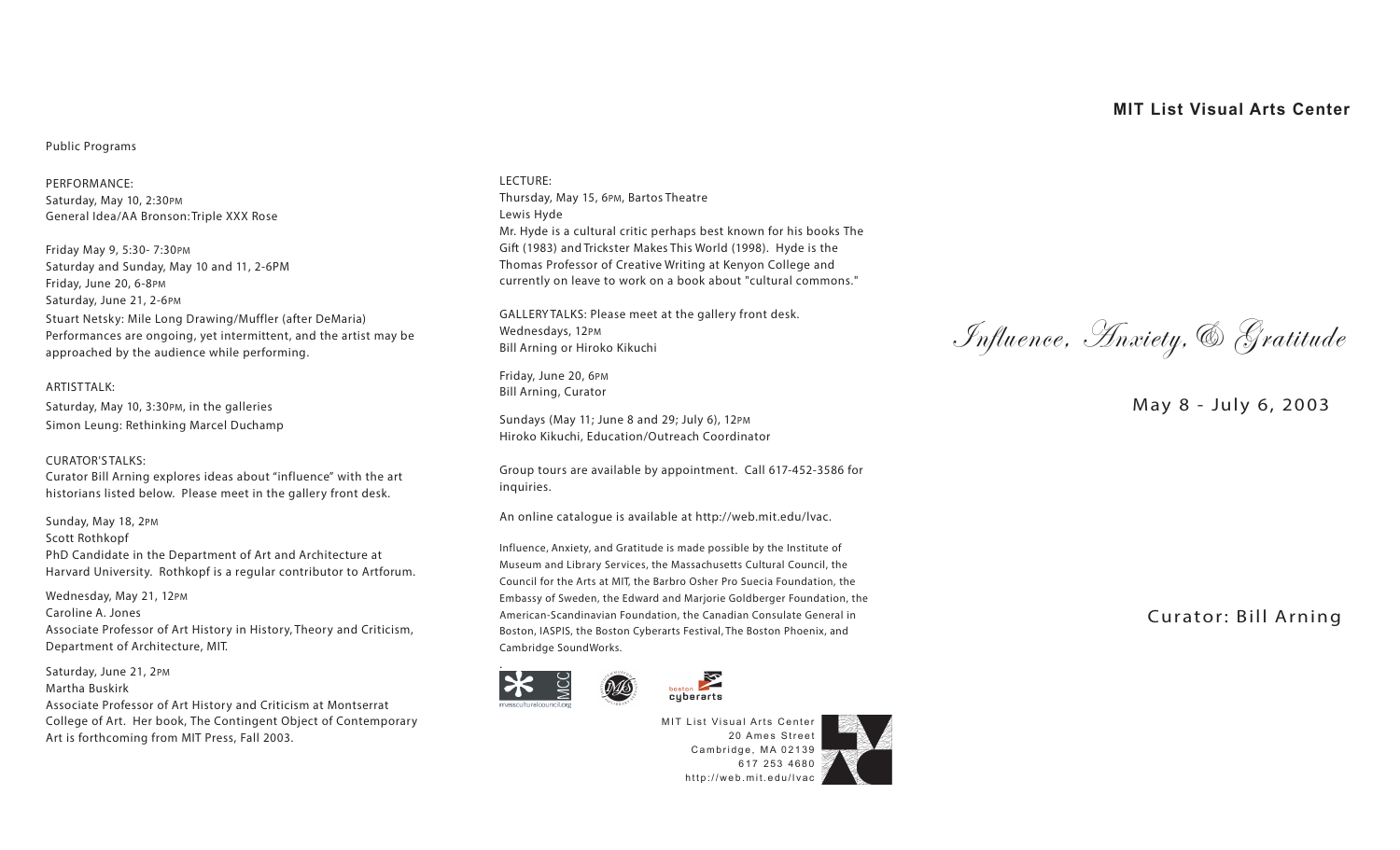Public Programs

PERFORMANCE:
Saturday, May 10, 2:30PM
General Idea/AA Bronson: Triple XXX Rose

Friday May 9, 5:30- 7:30PM
Saturday and Sunday, May 10 and 11, 2-6PM
Friday, June 20, 6-8PM
Saturday, June 21, 2-6PM
Stuart Netsky: Mile Long Drawing/Muffler (after DeMaria)
Performances are ongoing, yet intermittent, and the artist may be approached by the audience while performing.

ARTIST TALK:
Saturday, May 10, 3:30PM, in the galleries
Simon Leung: Rethinking Marcel Duchamp

CURATOR'S TALKS:
Curator Bill Arning explores ideas about "influence" with the art historians listed below. Please meet in the gallery front desk.

Sunday, May 18, 2PM
Scott Rothkopf
PhD Candidate in the Department of Art and Architecture at Harvard University. Rothkopf is a regular contributor to Artforum.

Wednesday, May 21, 12PM
Caroline A. Jones
Associate Professor of Art History in History, Theory and Criticism, Department of Architecture, MIT.

Saturday, June 21, 2PM
Martha Buskirk
Associate Professor of Art History and Criticism at Montserrat College of Art. Her book, The Contingent Object of Contemporary Art is forthcoming from MIT Press, Fall 2003.

LECTURE:
Thursday, May 15, 6PM, Bartos Theatre
Lewis Hyde
Mr. Hyde is a cultural critic perhaps best known for his books The Gift (1983) and Trickster Makes This World (1998). Hyde is the Thomas Professor of Creative Writing at Kenyon College and currently on leave to work on a book about "cultural commons."

GALLERY TALKS: Please meet at the gallery front desk.
Wednesdays, 12PM
Bill Arning or Hiroko Kikuchi

Friday, June 20, 6PM
Bill Arning, Curator

Sundays (May 11; June 8 and 29; July 6), 12PM
Hiroko Kikuchi, Education/Outreach Coordinator

Group tours are available by appointment. Call 617-452-3586 for inquiries.

An online catalogue is available at http://web.mit.edu/lvac.

Influence, Anxiety, and Gratitude is made possible by the Institute of Museum and Library Services, the Massachusetts Cultural Council, the Council for the Arts at MIT, the Barbro Osher Pro Suecia Foundation, the Embassy of Sweden, the Edward and Marjorie Goldberger Foundation, the American-Scandinavian Foundation, the Canadian Consulate General in Boston, IASPIS, the Boston Cyberarts Festival, The Boston Phoenix, and Cambridge SoundWorks.

MIT List Visual Arts Center
20 Ames Street
Cambridge, MA 02139
617 253 4680
http://web.mit.edu/lvac

**MIT List Visual Arts Center**

# *Influence, Anxiety, & Gratitude*

May 8 - July 6, 2003

Curator: Bill Arning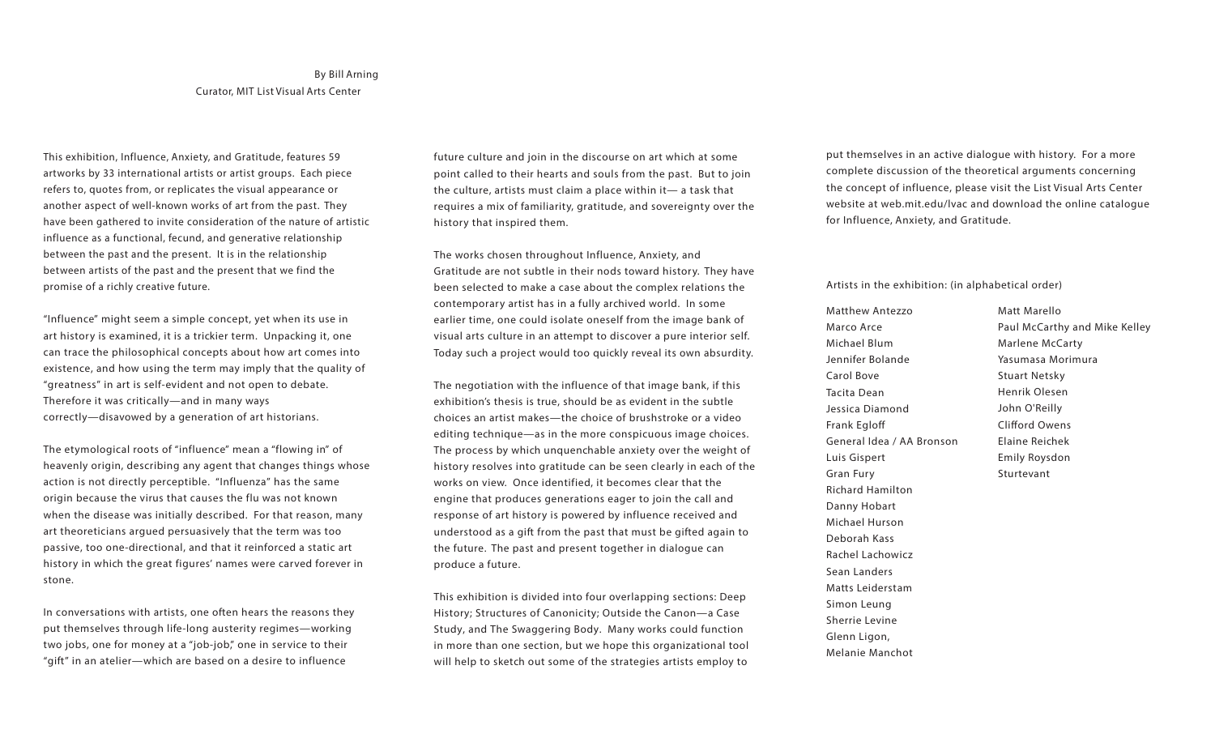By Bill Arning
Curator, MIT List Visual Arts Center

This exhibition, Influence, Anxiety, and Gratitude, features 59 artworks by 33 international artists or artist groups. Each piece refers to, quotes from, or replicates the visual appearance or another aspect of well-known works of art from the past. They have been gathered to invite consideration of the nature of artistic influence as a functional, fecund, and generative relationship between the past and the present. It is in the relationship between artists of the past and the present that we find the promise of a richly creative future.

"Influence" might seem a simple concept, yet when its use in art history is examined, it is a trickier term. Unpacking it, one can trace the philosophical concepts about how art comes into existence, and how using the term may imply that the quality of "greatness" in art is self-evident and not open to debate. Therefore it was critically—and in many ways correctly—disavowed by a generation of art historians.

The etymological roots of "influence" mean a "flowing in" of heavenly origin, describing any agent that changes things whose action is not directly perceptible. "Influenza" has the same origin because the virus that causes the flu was not known when the disease was initially described. For that reason, many art theoreticians argued persuasively that the term was too passive, too one-directional, and that it reinforced a static art history in which the great figures' names were carved forever in stone.

In conversations with artists, one often hears the reasons they put themselves through life-long austerity regimes—working two jobs, one for money at a "job-job," one in service to their "gift" in an atelier—which are based on a desire to influence future culture and join in the discourse on art which at some point called to their hearts and souls from the past. But to join the culture, artists must claim a place within it— a task that requires a mix of familiarity, gratitude, and sovereignty over the history that inspired them.

The works chosen throughout Influence, Anxiety, and Gratitude are not subtle in their nods toward history. They have been selected to make a case about the complex relations the contemporary artist has in a fully archived world. In some earlier time, one could isolate oneself from the image bank of visual arts culture in an attempt to discover a pure interior self. Today such a project would too quickly reveal its own absurdity.

The negotiation with the influence of that image bank, if this exhibition's thesis is true, should be as evident in the subtle choices an artist makes—the choice of brushstroke or a video editing technique—as in the more conspicuous image choices. The process by which unquenchable anxiety over the weight of history resolves into gratitude can be seen clearly in each of the works on view. Once identified, it becomes clear that the engine that produces generations eager to join the call and response of art history is powered by influence received and understood as a gift from the past that must be gifted again to the future. The past and present together in dialogue can produce a future.

This exhibition is divided into four overlapping sections: Deep History; Structures of Canonicity; Outside the Canon—a Case Study, and The Swaggering Body. Many works could function in more than one section, but we hope this organizational tool will help to sketch out some of the strategies artists employ to put themselves in an active dialogue with history. For a more complete discussion of the theoretical arguments concerning the concept of influence, please visit the List Visual Arts Center website at web.mit.edu/lvac and download the online catalogue for Influence, Anxiety, and Gratitude.

Artists in the exhibition: (in alphabetical order)

Matthew Antezzo
Marco Arce
Michael Blum
Jennifer Bolande
Carol Bove
Tacita Dean
Jessica Diamond
Frank Egloff
General Idea / AA Bronson
Luis Gispert
Gran Fury
Richard Hamilton
Danny Hobart
Michael Hurson
Deborah Kass
Rachel Lachowicz
Sean Landers
Matts Leiderstam
Simon Leung
Sherrie Levine
Glenn Ligon,
Melanie Manchot
Matt Marello
Paul McCarthy and Mike Kelley
Marlene McCarty
Yasumasa Morimura
Stuart Netsky
Henrik Olesen
John O'Reilly
Clifford Owens
Elaine Reichek
Emily Roysdon
Sturtevant